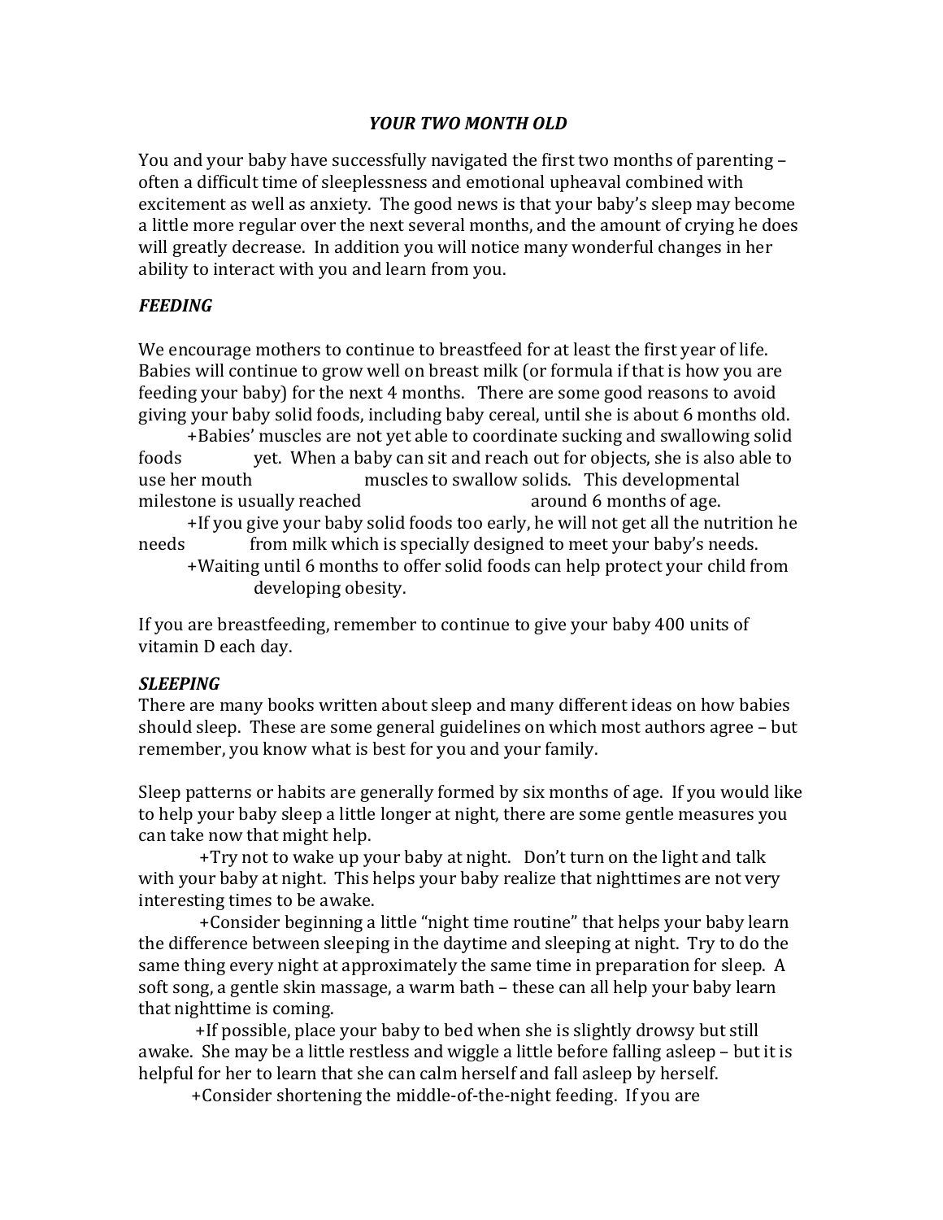# *YOUR TWO MONTH OLD*

You and your baby have successfully navigated the first two months of parenting – often a difficult time of sleeplessness and emotional upheaval combined with excitement as well as anxiety. The good news is that your baby's sleep may become a little more regular over the next several months, and the amount of crying he does will greatly decrease. In addition you will notice many wonderful changes in her ability to interact with you and learn from you.

## *FEEDING*

We encourage mothers to continue to breastfeed for at least the first year of life. Babies will continue to grow well on breast milk (or formula if that is how you are feeding your baby) for the next 4 months. There are some good reasons to avoid giving your baby solid foods, including baby cereal, until she is about 6 months old.

+Babies' muscles are not yet able to coordinate sucking and swallowing solid foods yet. When a baby can sit and reach out for objects, she is also able to use her mouth muscles to swallow solids. This developmental milestone is usually reached around 6 months of age.

+If you give your baby solid foods too early, he will not get all the nutrition he needs from milk which is specially designed to meet your baby's needs.

+Waiting until 6 months to offer solid foods can help protect your child from developing obesity.

If you are breastfeeding, remember to continue to give your baby 400 units of vitamin D each day.

## *SLEEPING*

There are many books written about sleep and many different ideas on how babies should sleep. These are some general guidelines on which most authors agree – but remember, you know what is best for you and your family.

Sleep patterns or habits are generally formed by six months of age. If you would like to help your baby sleep a little longer at night, there are some gentle measures you can take now that might help.

+Try not to wake up your baby at night. Don't turn on the light and talk with your baby at night. This helps your baby realize that nighttimes are not very interesting times to be awake.

+Consider beginning a little "night time routine" that helps your baby learn the difference between sleeping in the daytime and sleeping at night. Try to do the same thing every night at approximately the same time in preparation for sleep. A soft song, a gentle skin massage, a warm bath – these can all help your baby learn that nighttime is coming.

+If possible, place your baby to bed when she is slightly drowsy but still awake. She may be a little restless and wiggle a little before falling asleep – but it is helpful for her to learn that she can calm herself and fall asleep by herself.

+Consider shortening the middle-of-the-night feeding. If you are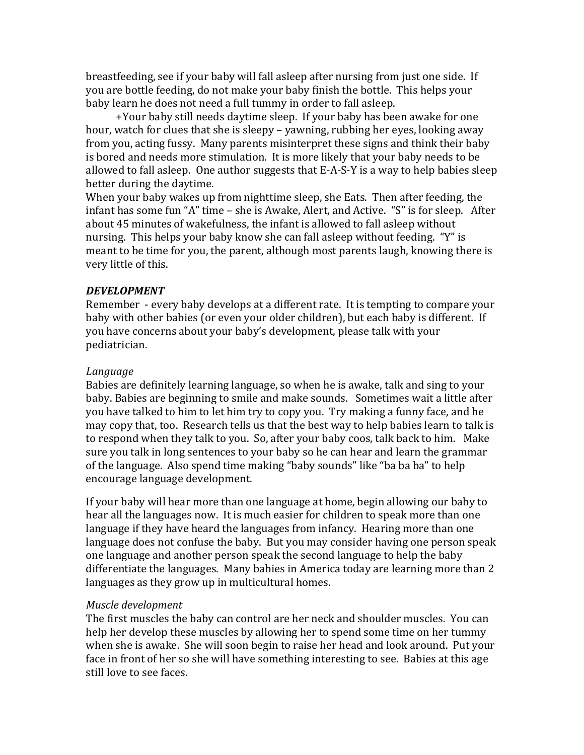breastfeeding, see if your baby will fall asleep after nursing from just one side. If you are bottle feeding, do not make your baby finish the bottle. This helps your baby learn he does not need a full tummy in order to fall asleep.

+Your baby still needs daytime sleep. If your baby has been awake for one hour, watch for clues that she is sleepy – yawning, rubbing her eyes, looking away from you, acting fussy. Many parents misinterpret these signs and think their baby is bored and needs more stimulation. It is more likely that your baby needs to be allowed to fall asleep. One author suggests that E-A-S-Y is a way to help babies sleep better during the daytime.

When your baby wakes up from nighttime sleep, she Eats. Then after feeding, the infant has some fun "A" time – she is Awake, Alert, and Active. "S" is for sleep. After about 45 minutes of wakefulness, the infant is allowed to fall asleep without nursing. This helps your baby know she can fall asleep without feeding. "Y" is meant to be time for you, the parent, although most parents laugh, knowing there is very little of this.

***DEVELOPMENT***

Remember - every baby develops at a different rate. It is tempting to compare your baby with other babies (or even your older children), but each baby is different. If you have concerns about your baby's development, please talk with your pediatrician.

*Language*

Babies are definitely learning language, so when he is awake, talk and sing to your baby. Babies are beginning to smile and make sounds. Sometimes wait a little after you have talked to him to let him try to copy you. Try making a funny face, and he may copy that, too. Research tells us that the best way to help babies learn to talk is to respond when they talk to you. So, after your baby coos, talk back to him. Make sure you talk in long sentences to your baby so he can hear and learn the grammar of the language. Also spend time making "baby sounds" like "ba ba ba" to help encourage language development.

If your baby will hear more than one language at home, begin allowing our baby to hear all the languages now. It is much easier for children to speak more than one language if they have heard the languages from infancy. Hearing more than one language does not confuse the baby. But you may consider having one person speak one language and another person speak the second language to help the baby differentiate the languages. Many babies in America today are learning more than 2 languages as they grow up in multicultural homes.

*Muscle development*

The first muscles the baby can control are her neck and shoulder muscles. You can help her develop these muscles by allowing her to spend some time on her tummy when she is awake. She will soon begin to raise her head and look around. Put your face in front of her so she will have something interesting to see. Babies at this age still love to see faces.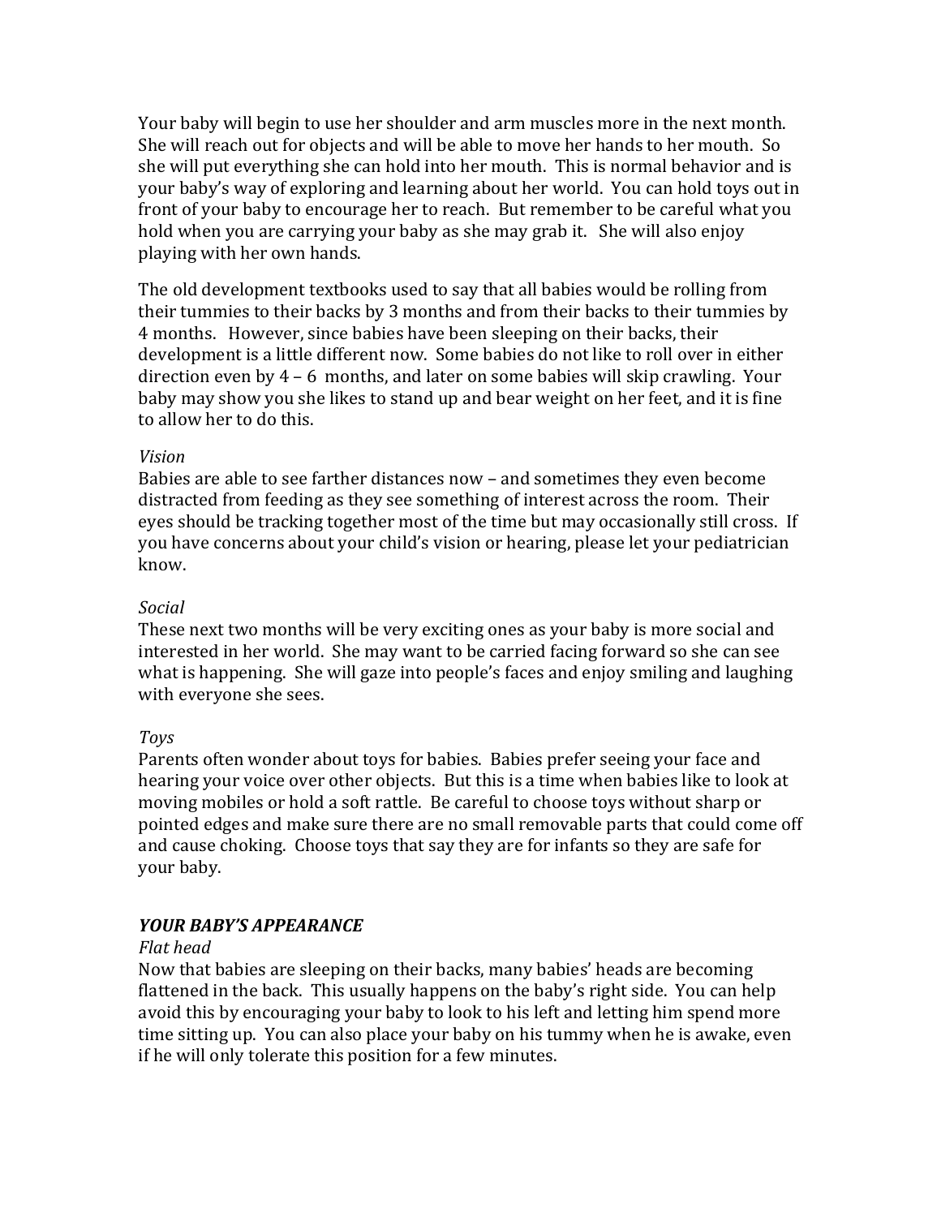Your baby will begin to use her shoulder and arm muscles more in the next month. She will reach out for objects and will be able to move her hands to her mouth. So she will put everything she can hold into her mouth. This is normal behavior and is your baby's way of exploring and learning about her world. You can hold toys out in front of your baby to encourage her to reach. But remember to be careful what you hold when you are carrying your baby as she may grab it. She will also enjoy playing with her own hands.

The old development textbooks used to say that all babies would be rolling from their tummies to their backs by 3 months and from their backs to their tummies by 4 months. However, since babies have been sleeping on their backs, their development is a little different now. Some babies do not like to roll over in either direction even by 4 – 6 months, and later on some babies will skip crawling. Your baby may show you she likes to stand up and bear weight on her feet, and it is fine to allow her to do this.

*Vision*
Babies are able to see farther distances now – and sometimes they even become distracted from feeding as they see something of interest across the room. Their eyes should be tracking together most of the time but may occasionally still cross. If you have concerns about your child's vision or hearing, please let your pediatrician know.

*Social*
These next two months will be very exciting ones as your baby is more social and interested in her world. She may want to be carried facing forward so she can see what is happening. She will gaze into people's faces and enjoy smiling and laughing with everyone she sees.

*Toys*
Parents often wonder about toys for babies. Babies prefer seeing your face and hearing your voice over other objects. But this is a time when babies like to look at moving mobiles or hold a soft rattle. Be careful to choose toys without sharp or pointed edges and make sure there are no small removable parts that could come off and cause choking. Choose toys that say they are for infants so they are safe for your baby.

## ***YOUR BABY'S APPEARANCE***

*Flat head*
Now that babies are sleeping on their backs, many babies' heads are becoming flattened in the back. This usually happens on the baby's right side. You can help avoid this by encouraging your baby to look to his left and letting him spend more time sitting up. You can also place your baby on his tummy when he is awake, even if he will only tolerate this position for a few minutes.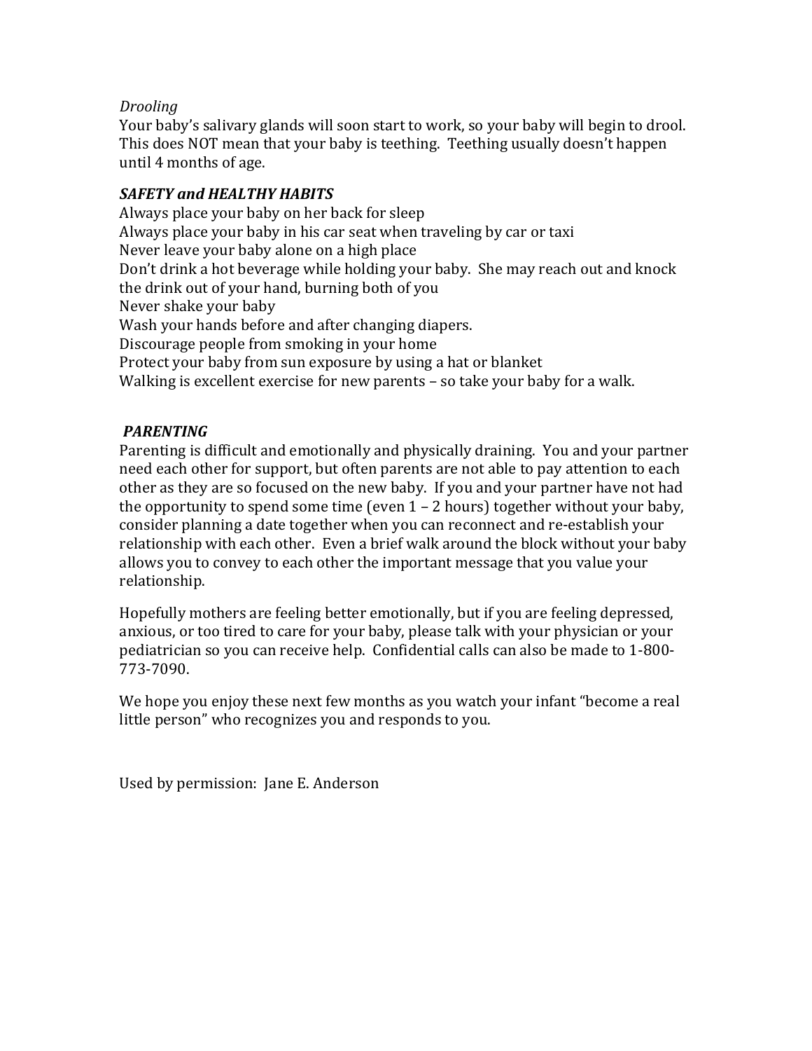*Drooling*
Your baby's salivary glands will soon start to work, so your baby will begin to drool. This does NOT mean that your baby is teething. Teething usually doesn't happen until 4 months of age.

***SAFETY and HEALTHY HABITS***

Always place your baby on her back for sleep
Always place your baby in his car seat when traveling by car or taxi
Never leave your baby alone on a high place
Don't drink a hot beverage while holding your baby. She may reach out and knock the drink out of your hand, burning both of you
Never shake your baby
Wash your hands before and after changing diapers.
Discourage people from smoking in your home
Protect your baby from sun exposure by using a hat or blanket
Walking is excellent exercise for new parents – so take your baby for a walk.

***PARENTING***

Parenting is difficult and emotionally and physically draining. You and your partner need each other for support, but often parents are not able to pay attention to each other as they are so focused on the new baby. If you and your partner have not had the opportunity to spend some time (even 1 – 2 hours) together without your baby, consider planning a date together when you can reconnect and re-establish your relationship with each other. Even a brief walk around the block without your baby allows you to convey to each other the important message that you value your relationship.

Hopefully mothers are feeling better emotionally, but if you are feeling depressed, anxious, or too tired to care for your baby, please talk with your physician or your pediatrician so you can receive help. Confidential calls can also be made to 1-800-773-7090.

We hope you enjoy these next few months as you watch your infant "become a real little person" who recognizes you and responds to you.

Used by permission: Jane E. Anderson